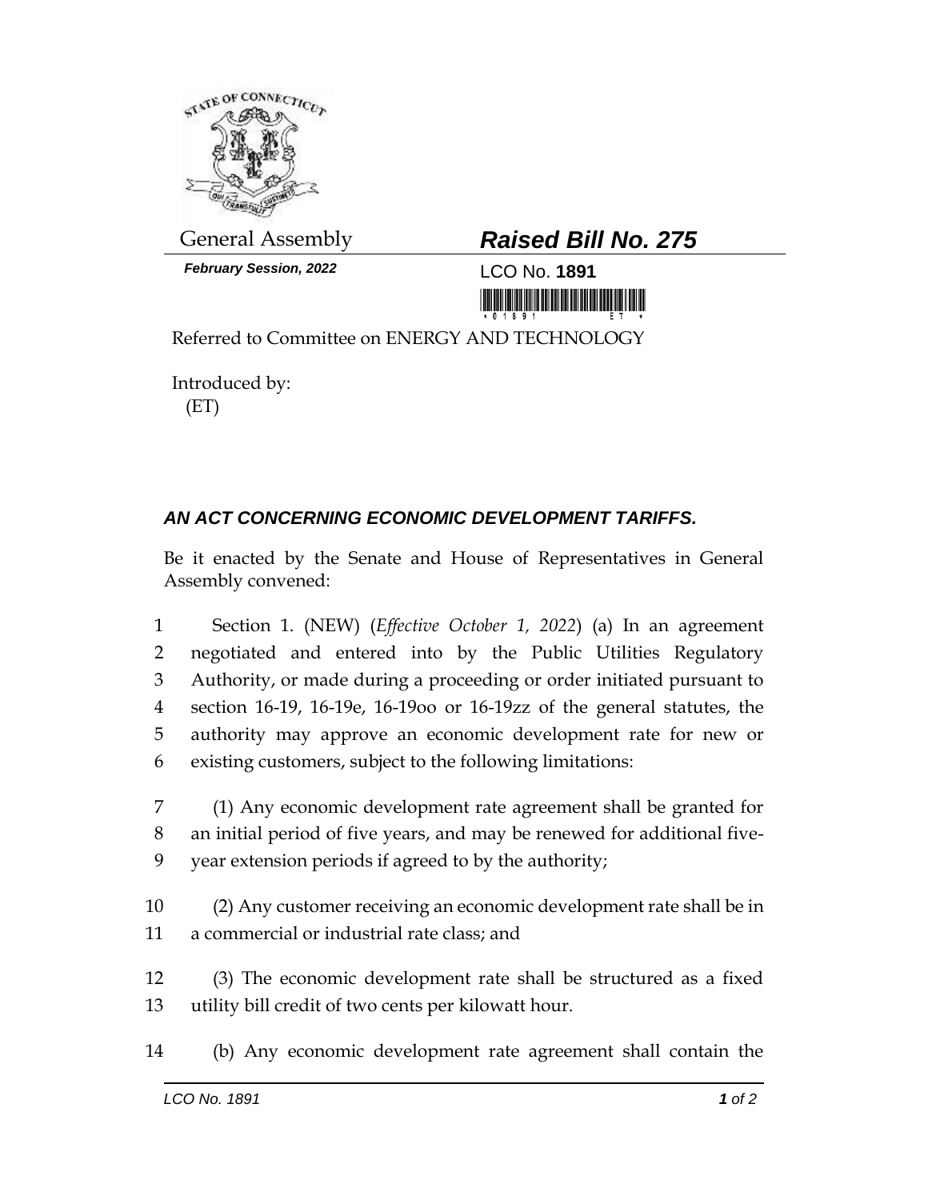General Assembly

***February Session, 2022***

# ***Raised Bill No. 275***

LCO No. **1891**

Referred to Committee on ENERGY AND TECHNOLOGY

Introduced by:
(ET)

## ***AN ACT CONCERNING ECONOMIC DEVELOPMENT TARIFFS.***

Be it enacted by the Senate and House of Representatives in General Assembly convened:

1 Section 1. (NEW) (*Effective October 1, 2022*) (a) In an agreement
2 negotiated and entered into by the Public Utilities Regulatory
3 Authority, or made during a proceeding or order initiated pursuant to
4 section 16-19, 16-19e, 16-19oo or 16-19zz of the general statutes, the
5 authority may approve an economic development rate for new or
6 existing customers, subject to the following limitations:

7 (1) Any economic development rate agreement shall be granted for
8 an initial period of five years, and may be renewed for additional five-
9 year extension periods if agreed to by the authority;

10 (2) Any customer receiving an economic development rate shall be in
11 a commercial or industrial rate class; and

12 (3) The economic development rate shall be structured as a fixed
13 utility bill credit of two cents per kilowatt hour.

14 (b) Any economic development rate agreement shall contain the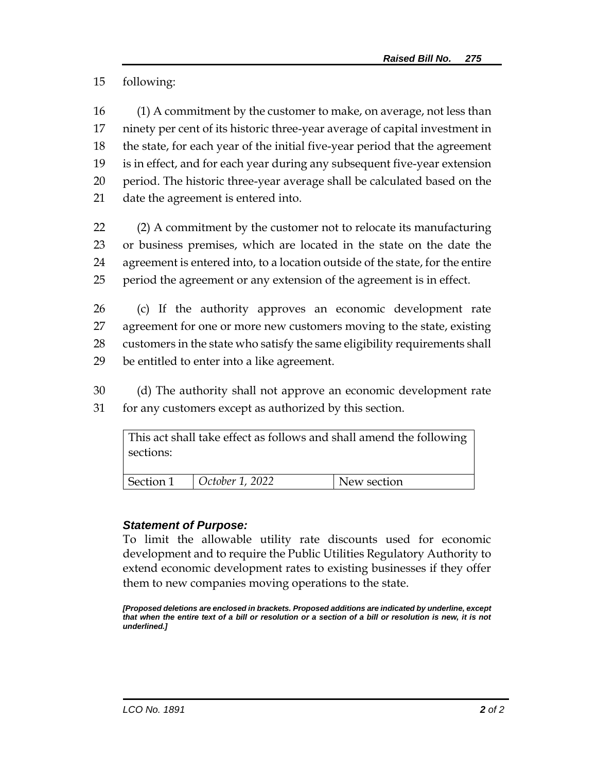following:

(1) A commitment by the customer to make, on average, not less than ninety per cent of its historic three-year average of capital investment in the state, for each year of the initial five-year period that the agreement is in effect, and for each year during any subsequent five-year extension period. The historic three-year average shall be calculated based on the date the agreement is entered into.

(2) A commitment by the customer not to relocate its manufacturing or business premises, which are located in the state on the date the agreement is entered into, to a location outside of the state, for the entire period the agreement or any extension of the agreement is in effect.

(c) If the authority approves an economic development rate agreement for one or more new customers moving to the state, existing customers in the state who satisfy the same eligibility requirements shall be entitled to enter into a like agreement.

(d) The authority shall not approve an economic development rate for any customers except as authorized by this section.

| This act shall take effect as follows and shall amend the following sections: | | |
|---|---|---|
| Section 1 | *October 1, 2022* | New section |

### *Statement of Purpose:*

To limit the allowable utility rate discounts used for economic development and to require the Public Utilities Regulatory Authority to extend economic development rates to existing businesses if they offer them to new companies moving operations to the state.

***[Proposed deletions are enclosed in brackets. Proposed additions are indicated by underline, except that when the entire text of a bill or resolution or a section of a bill or resolution is new, it is not underlined.]***